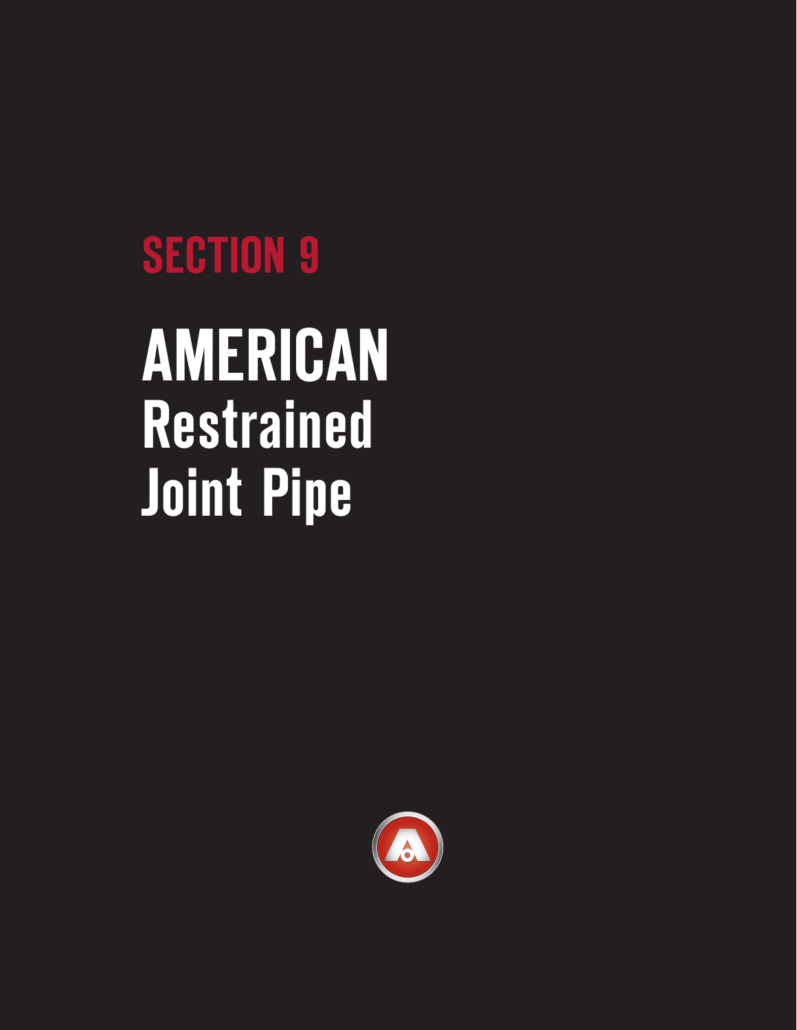# SECTION 9

# AMERICAN Restrained Joint Pipe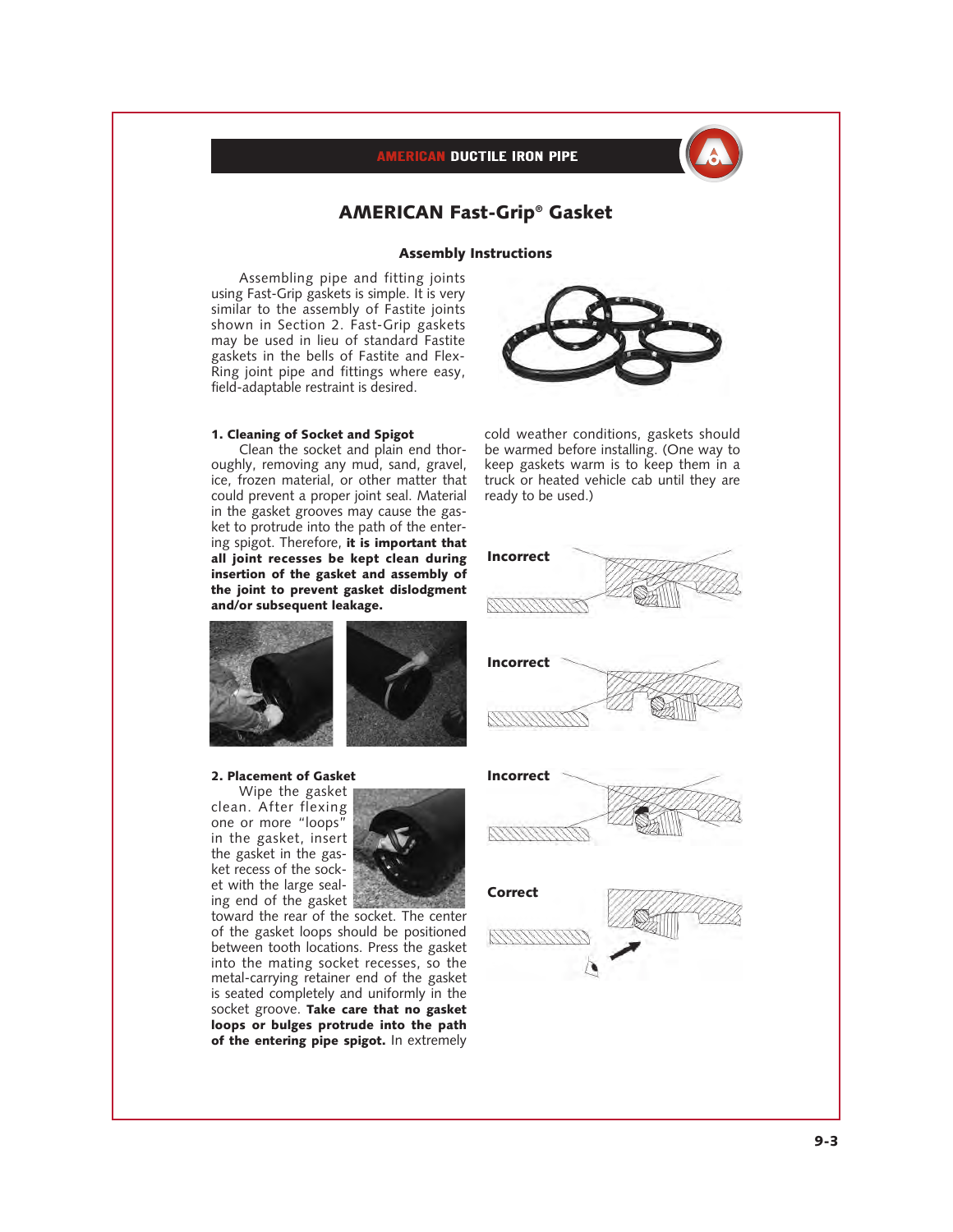# AMERICAN Fast-Grip® Gasket

## Assembly Instructions

Assembling pipe and fitting joints using Fast-Grip gaskets is simple. It is very similar to the assembly of Fastite joints shown in Section 2. Fast-Grip gaskets may be used in lieu of standard Fastite gaskets in the bells of Fastite and Flex-Ring joint pipe and fittings where easy, field-adaptable restraint is desired.

### 1. Cleaning of Socket and Spigot

Clean the socket and plain end thoroughly, removing any mud, sand, gravel, ice, frozen material, or other matter that could prevent a proper joint seal. Material in the gasket grooves may cause the gasket to protrude into the path of the entering spigot. Therefore, **it is important that all joint recesses be kept clean during insertion of the gasket and assembly of the joint to prevent gasket dislodgment and/or subsequent leakage.**

### 2. Placement of Gasket

Wipe the gasket clean. After flexing one or more "loops" in the gasket, insert the gasket in the gasket recess of the socket with the large sealing end of the gasket toward the rear of the socket. The center of the gasket loops should be positioned between tooth locations. Press the gasket into the mating socket recesses, so the metal-carrying retainer end of the gasket is seated completely and uniformly in the socket groove. **Take care that no gasket loops or bulges protrude into the path of the entering pipe spigot.** In extremely cold weather conditions, gaskets should be warmed before installing. (One way to keep gaskets warm is to keep them in a truck or heated vehicle cab until they are ready to be used.)

Incorrect

Incorrect

Incorrect

Correct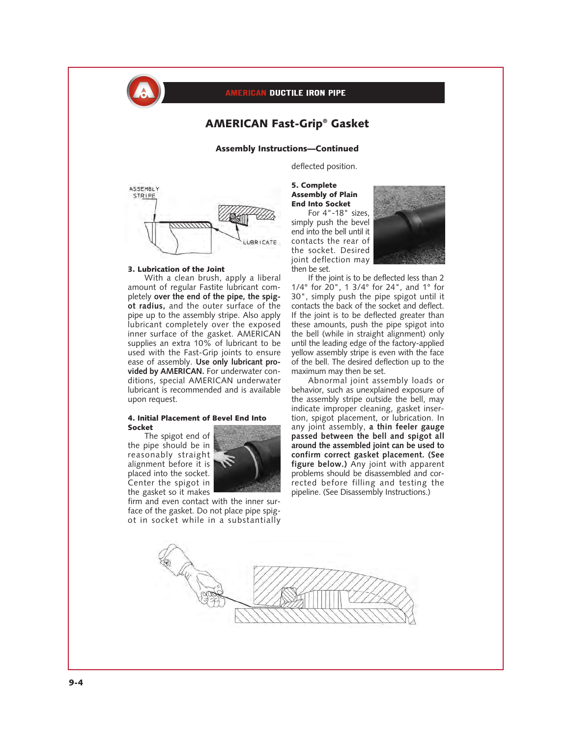## AMERICAN Fast-Grip® Gasket

### Assembly Instructions—Continued

ASSEMBLY STRIPE

LUBRICATE

**3. Lubrication of the Joint**

With a clean brush, apply a liberal amount of regular Fastite lubricant completely **over the end of the pipe, the spigot radius,** and the outer surface of the pipe up to the assembly stripe. Also apply lubricant completely over the exposed inner surface of the gasket. AMERICAN supplies an extra 10% of lubricant to be used with the Fast-Grip joints to ensure ease of assembly. **Use only lubricant provided by AMERICAN.** For underwater conditions, special AMERICAN underwater lubricant is recommended and is available upon request.

**4. Initial Placement of Bevel End Into Socket**

The spigot end of the pipe should be in reasonably straight alignment before it is placed into the socket. Center the spigot in the gasket so it makes firm and even contact with the inner surface of the gasket. Do not place pipe spigot in socket while in a substantially deflected position.

**5. Complete Assembly of Plain End Into Socket**

For 4"-18" sizes, simply push the bevel end into the bell until it contacts the rear of the socket. Desired joint deflection may then be set.

If the joint is to be deflected less than 2 1/4° for 20", 1 3/4° for 24", and 1° for 30", simply push the pipe spigot until it contacts the back of the socket and deflect. If the joint is to be deflected greater than these amounts, push the pipe spigot into the bell (while in straight alignment) only until the leading edge of the factory-applied yellow assembly stripe is even with the face of the bell. The desired deflection up to the maximum may then be set.

Abnormal joint assembly loads or behavior, such as unexplained exposure of the assembly stripe outside the bell, may indicate improper cleaning, gasket insertion, spigot placement, or lubrication. In any joint assembly, **a thin feeler gauge passed between the bell and spigot all around the assembled joint can be used to confirm correct gasket placement. (See figure below.)** Any joint with apparent problems should be disassembled and corrected before filling and testing the pipeline. (See Disassembly Instructions.)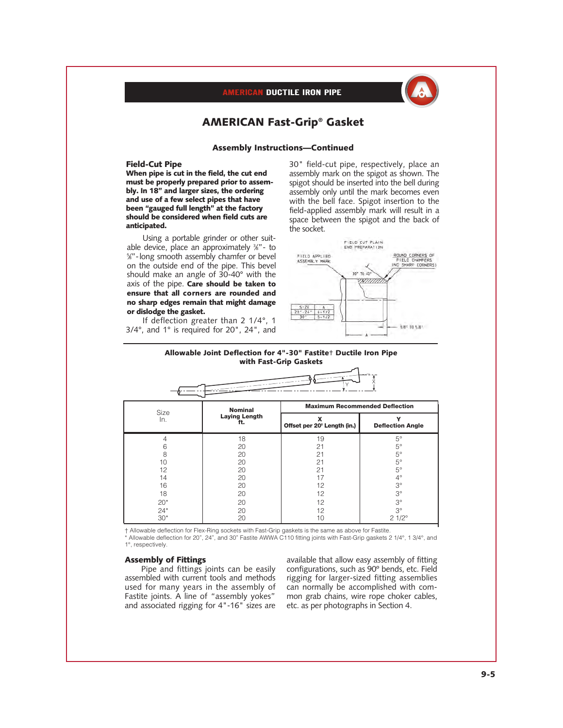# AMERICAN Fast-Grip® Gasket

## Assembly Instructions—Continued

### Field-Cut Pipe

**When pipe is cut in the field, the cut end must be properly prepared prior to assembly. In 18" and larger sizes, the ordering and use of a few select pipes that have been "gauged full length" at the factory should be considered when field cuts are anticipated.**

Using a portable grinder or other suitable device, place an approximately ⅜"- to ⅝"-long smooth assembly chamfer or bevel on the outside end of the pipe. This bevel should make an angle of 30-40° with the axis of the pipe. **Care should be taken to ensure that all corners are rounded and no sharp edges remain that might damage or dislodge the gasket.**

If deflection greater than 2 1/4°, 1 3/4°, and 1° is required for 20", 24", and 30" field-cut pipe, respectively, place an assembly mark on the spigot as shown. The spigot should be inserted into the bell during assembly only until the mark becomes even with the bell face. Spigot insertion to the field-applied assembly mark will result in a space between the spigot and the back of the socket.

FIELD CUT PLAIN END PREPARATION

FIELD APPLIED ASSEMBLY MARK

ROUND CORNERS OF FIELD CHAMFERS (NO SHARP CORNERS)

30° TO 40°

3/8" TO 5/8"

| SIZE | A |
|---|---|
| 20"-24" | 4-1/2 |
| 30" | 5-1/2 |

**Allowable Joint Deflection for 4"-30" Fastite† Ductile Iron Pipe with Fast-Grip Gaskets**

| Size In. | Nominal Laying Length ft. | Maximum Recommended Deflection | |
|---|---|---|---|
| | | X Offset per 20' Length (in.) | Y Deflection Angle |
| 4 | 18 | 19 | 5° |
| 6 | 20 | 21 | 5° |
| 8 | 20 | 21 | 5° |
| 10 | 20 | 21 | 5° |
| 12 | 20 | 21 | 5° |
| 14 | 20 | 17 | 4° |
| 16 | 20 | 12 | 3° |
| 18 | 20 | 12 | 3° |
| 20* | 20 | 12 | 3° |
| 24* | 20 | 12 | 3° |
| 30* | 20 | 10 | 2 1/2° |

† Allowable deflection for Flex-Ring sockets with Fast-Grip gaskets is the same as above for Fastite.
* Allowable deflection for 20", 24", and 30" Fastite AWWA C110 fitting joints with Fast-Grip gaskets 2 1/4°, 1 3/4°, and 1°, respectively.

### Assembly of Fittings

Pipe and fittings joints can be easily assembled with current tools and methods used for many years in the assembly of Fastite joints. A line of "assembly yokes" and associated rigging for 4"-16" sizes are available that allow easy assembly of fitting configurations, such as 90º bends, etc. Field rigging for larger-sized fitting assemblies can normally be accomplished with common grab chains, wire rope choker cables, etc. as per photographs in Section 4.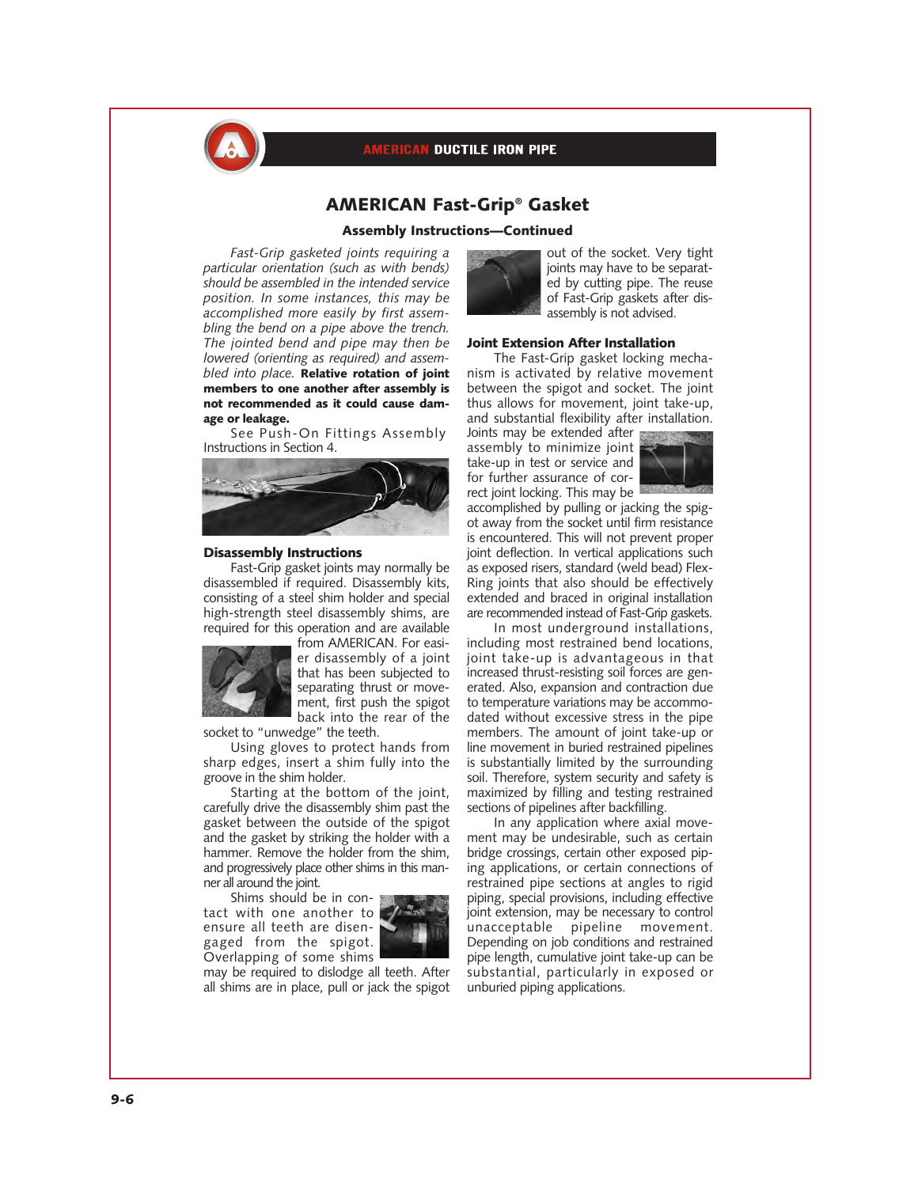## AMERICAN Fast-Grip® Gasket

### Assembly Instructions—Continued

*Fast-Grip gasketed joints requiring a particular orientation (such as with bends) should be assembled in the intended service position. In some instances, this may be accomplished more easily by first assembling the bend on a pipe above the trench. The jointed bend and pipe may then be lowered (orienting as required) and assembled into place.* **Relative rotation of joint members to one another after assembly is not recommended as it could cause damage or leakage.**

See Push-On Fittings Assembly Instructions in Section 4.

### Disassembly Instructions

Fast-Grip gasket joints may normally be disassembled if required. Disassembly kits, consisting of a steel shim holder and special high-strength steel disassembly shims, are required for this operation and are available from AMERICAN. For easier disassembly of a joint that has been subjected to separating thrust or movement, first push the spigot back into the rear of the socket to "unwedge" the teeth.

Using gloves to protect hands from sharp edges, insert a shim fully into the groove in the shim holder.

Starting at the bottom of the joint, carefully drive the disassembly shim past the gasket between the outside of the spigot and the gasket by striking the holder with a hammer. Remove the holder from the shim, and progressively place other shims in this manner all around the joint.

Shims should be in contact with one another to ensure all teeth are disengaged from the spigot. Overlapping of some shims may be required to dislodge all teeth. After all shims are in place, pull or jack the spigot out of the socket. Very tight joints may have to be separated by cutting pipe. The reuse of Fast-Grip gaskets after disassembly is not advised.

### Joint Extension After Installation

The Fast-Grip gasket locking mechanism is activated by relative movement between the spigot and socket. The joint thus allows for movement, joint take-up, and substantial flexibility after installation. Joints may be extended after assembly to minimize joint take-up in test or service and for further assurance of correct joint locking. This may be accomplished by pulling or jacking the spigot away from the socket until firm resistance is encountered. This will not prevent proper joint deflection. In vertical applications such as exposed risers, standard (weld bead) Flex-Ring joints that also should be effectively extended and braced in original installation are recommended instead of Fast-Grip gaskets.

In most underground installations, including most restrained bend locations, joint take-up is advantageous in that increased thrust-resisting soil forces are generated. Also, expansion and contraction due to temperature variations may be accommodated without excessive stress in the pipe members. The amount of joint take-up or line movement in buried restrained pipelines is substantially limited by the surrounding soil. Therefore, system security and safety is maximized by filling and testing restrained sections of pipelines after backfilling.

In any application where axial movement may be undesirable, such as certain bridge crossings, certain other exposed piping applications, or certain connections of restrained pipe sections at angles to rigid piping, special provisions, including effective joint extension, may be necessary to control unacceptable pipeline movement. Depending on job conditions and restrained pipe length, cumulative joint take-up can be substantial, particularly in exposed or unburied piping applications.